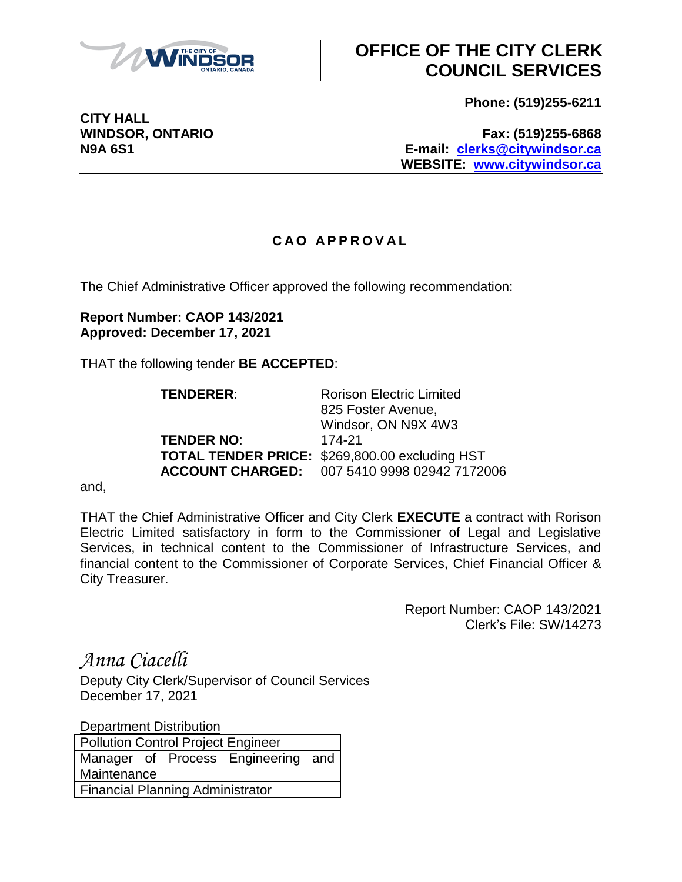# OFFICE OF THE CITY CLERK COUNCIL SERVICES

**CITY HALL**
**WINDSOR, ONTARIO**
**N9A 6S1**

**Phone: (519)255-6211**

**Fax: (519)255-6868**
**E-mail: clerks@citywindsor.ca**
**WEBSITE: www.citywindsor.ca**

## CAO APPROVAL

The Chief Administrative Officer approved the following recommendation:

**Report Number: CAOP 143/2021**
**Approved: December 17, 2021**

THAT the following tender **BE ACCEPTED**:

**TENDERER**: Rorison Electric Limited
825 Foster Avenue,
Windsor, ON N9X 4W3
**TENDER NO**: 174-21
**TOTAL TENDER PRICE:** $269,800.00 excluding HST
**ACCOUNT CHARGED:** 007 5410 9998 02942 7172006

and,

THAT the Chief Administrative Officer and City Clerk **EXECUTE** a contract with Rorison Electric Limited satisfactory in form to the Commissioner of Legal and Legislative Services, in technical content to the Commissioner of Infrastructure Services, and financial content to the Commissioner of Corporate Services, Chief Financial Officer & City Treasurer.

Report Number: CAOP 143/2021
Clerk's File: SW/14273

*Anna Ciacelli*
Deputy City Clerk/Supervisor of Council Services
December 17, 2021

| Department Distribution |
| --- |
| Pollution Control Project Engineer |
| Manager of Process Engineering and Maintenance |
| Financial Planning Administrator |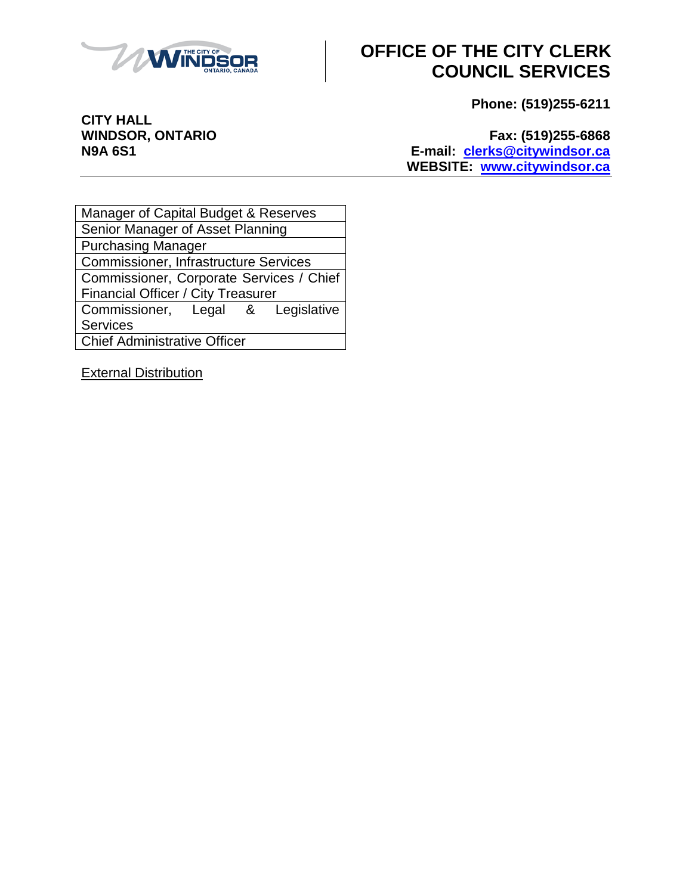# OFFICE OF THE CITY CLERK COUNCIL SERVICES

**CITY HALL**
**WINDSOR, ONTARIO**
**N9A 6S1**

**Phone: (519)255-6211**

**Fax: (519)255-6868**
**E-mail: clerks@citywindsor.ca**
**WEBSITE: www.citywindsor.ca**

| |
|---|
| Manager of Capital Budget & Reserves |
| Senior Manager of Asset Planning |
| Purchasing Manager |
| Commissioner, Infrastructure Services |
| Commissioner, Corporate Services / Chief Financial Officer / City Treasurer |
| Commissioner, Legal & Legislative Services |
| Chief Administrative Officer |

External Distribution